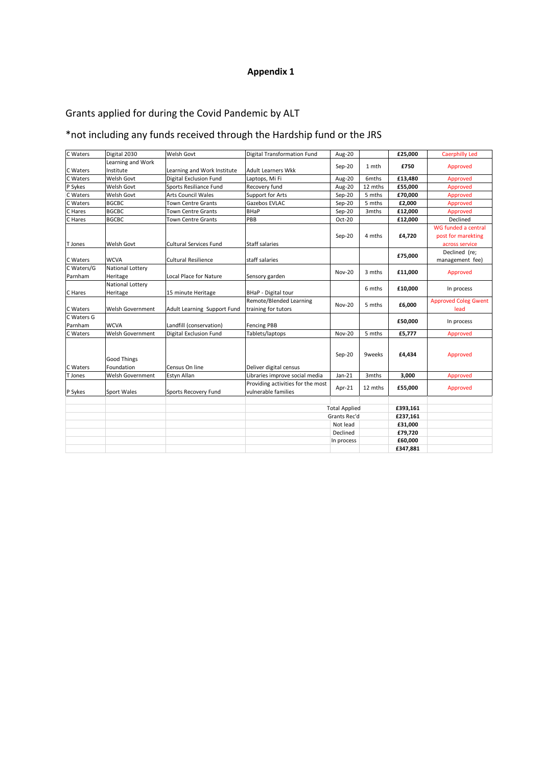# Appendix 1

## Grants applied for during the Covid Pandemic by ALT

## *not including any funds received through the Hardship fund or the JRS

| | | | | | | | |
|---|---|---|---|---|---|---|---|
| C Waters | Digital 2030 | Welsh Govt | Digital Transformation Fund | Aug-20 | | **£25,000** | Caerphilly Led |
| C Waters | Learning and Work Institute | Learning and Work Institute | Adult Learners Wkk | Sep-20 | 1 mth | **£750** | Approved |
| C Waters | Welsh Govt | Digital Exclusion Fund | Laptops, Mi Fi | Aug-20 | 6mths | **£13,480** | Approved |
| P Sykes | Welsh Govt | Sports Resiliance Fund | Recovery fund | Aug-20 | 12 mths | **£55,000** | Approved |
| C Waters | Welsh Govt | Arts Council Wales | Support for Arts | Sep-20 | 5 mths | **£70,000** | Approved |
| C Waters | BGCBC | Town Centre Grants | Gazebos EVLAC | Sep-20 | 5 mths | **£2,000** | Approved |
| C Hares | BGCBC | Town Centre Grants | BHaP | Sep-20 | 3mths | **£12,000** | Approved |
| C Hares | BGCBC | Town Centre Grants | PBB | Oct-20 | | **£12,000** | Declined |
| T Jones | Welsh Govt | Cultural Services Fund | Staff salaries | Sep-20 | 4 mths | **£4,720** | WG funded a central post for marekting across service |
| C Waters | WCVA | Cultural Resilience | staff salaries | | | **£75,000** | Declined (re; management fee) |
| C Waters/G Parnham | National Lottery Heritage | Local Place for Nature | Sensory garden | Nov-20 | 3 mths | **£11,000** | Approved |
| C Hares | National Lottery Heritage | 15 minute Heritage | BHaP - Digital tour | | 6 mths | **£10,000** | In process |
| C Waters | Welsh Government | Adult Learning Support Fund | Remote/Blended Learning training for tutors | Nov-20 | 5 mths | **£6,000** | Approved Coleg Gwent lead |
| C Waters G Parnham | WCVA | Landfill (conservation) | Fencing PBB | | | **£50,000** | In process |
| C Waters | Welsh Government | Digital Exclusion Fund | Tablets/laptops | Nov-20 | 5 mths | **£5,777** | Approved |
| C Waters | Good Things Foundation | Census On line | Deliver digital census | Sep-20 | 9weeks | **£4,434** | Approved |
| T Jones | Welsh Government | Estyn Allan | Libraries improve social media | Jan-21 | 3mths | **3,000** | Approved |
| P Sykes | Sport Wales | Sports Recovery Fund | Providing activities for the most vulnerable families | Apr-21 | 12 mths | **£55,000** | Approved |
| | | | | | | | |
| | | | | Total Applied | | **£393,161** | |
| | | | | Grants Rec'd | | **£237,161** | |
| | | | | Not lead | | **£31,000** | |
| | | | | Declined | | **£79,720** | |
| | | | | In process | | **£60,000** | |
| | | | | | | **£347,881** | |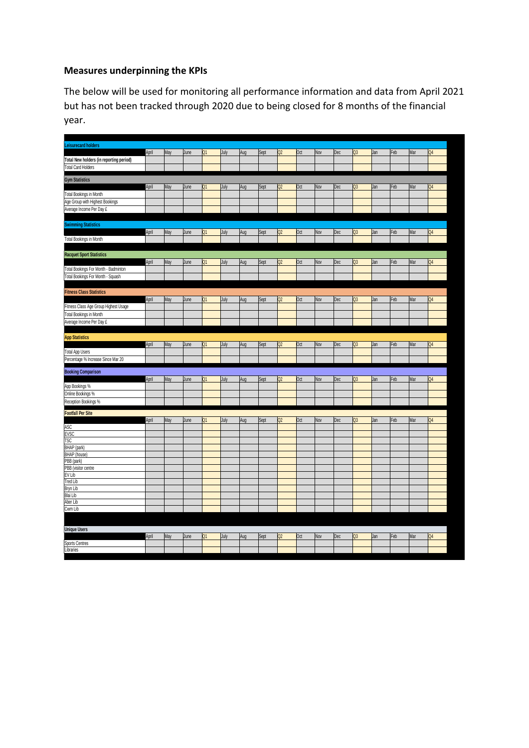## Measures underpinning the KPIs

The below will be used for monitoring all performance information and data from April 2021 but has not been tracked through 2020 due to being closed for 8 months of the financial year.

| Leisurecard holders | April | May | June | Q1 | July | Aug | Sept | Q2 | Oct | Nov | Dec | Q3 | Jan | Feb | Mar | Q4 |
|---|---|---|---|---|---|---|---|---|---|---|---|---|---|---|---|---|
| Total New holders (in reporting period) | | | | | | | | | | | | | | | | |
| Total Card Holders | | | | | | | | | | | | | | | | |

| Gym Statistics | April | May | June | Q1 | July | Aug | Sept | Q2 | Oct | Nov | Dec | Q3 | Jan | Feb | Mar | Q4 |
|---|---|---|---|---|---|---|---|---|---|---|---|---|---|---|---|---|
| Total Bookings in Month | | | | | | | | | | | | | | | | |
| Age Group with Highest Bookings | | | | | | | | | | | | | | | | |
| Average Income Per Day £ | | | | | | | | | | | | | | | | |

| Swimming Statistics | April | May | June | Q1 | July | Aug | Sept | Q2 | Oct | Nov | Dec | Q3 | Jan | Feb | Mar | Q4 |
|---|---|---|---|---|---|---|---|---|---|---|---|---|---|---|---|---|
| Total Bookings in Month | | | | | | | | | | | | | | | | |

| Racquet Sport Statistics | April | May | June | Q1 | July | Aug | Sept | Q2 | Oct | Nov | Dec | Q3 | Jan | Feb | Mar | Q4 |
|---|---|---|---|---|---|---|---|---|---|---|---|---|---|---|---|---|
| Total Bookings For Month - Badminton | | | | | | | | | | | | | | | | |
| Total Bookings For Month - Squash | | | | | | | | | | | | | | | | |

| Fitness Class Statistics | April | May | June | Q1 | July | Aug | Sept | Q2 | Oct | Nov | Dec | Q3 | Jan | Feb | Mar | Q4 |
|---|---|---|---|---|---|---|---|---|---|---|---|---|---|---|---|---|
| Fitness Class Age Group Highest Usage | | | | | | | | | | | | | | | | |
| Total Bookings in Month | | | | | | | | | | | | | | | | |
| Average Income Per Day £ | | | | | | | | | | | | | | | | |

| App Statistics | April | May | June | Q1 | July | Aug | Sept | Q2 | Oct | Nov | Dec | Q3 | Jan | Feb | Mar | Q4 |
|---|---|---|---|---|---|---|---|---|---|---|---|---|---|---|---|---|
| Total App Users | | | | | | | | | | | | | | | | |
| Percentage % Increase Since Mar 20 | | | | | | | | | | | | | | | | |

| Booking Comparison | April | May | June | Q1 | July | Aug | Sept | Q2 | Oct | Nov | Dec | Q3 | Jan | Feb | Mar | Q4 |
|---|---|---|---|---|---|---|---|---|---|---|---|---|---|---|---|---|
| App Bookings % | | | | | | | | | | | | | | | | |
| Online Bookings % | | | | | | | | | | | | | | | | |
| Reception Bookings % | | | | | | | | | | | | | | | | |

| Footfall Per Site | April | May | June | Q1 | July | Aug | Sept | Q2 | Oct | Nov | Dec | Q3 | Jan | Feb | Mar | Q4 |
|---|---|---|---|---|---|---|---|---|---|---|---|---|---|---|---|---|
| ASC | | | | | | | | | | | | | | | | |
| EVSC | | | | | | | | | | | | | | | | |
| TSC | | | | | | | | | | | | | | | | |
| BHAP (park) | | | | | | | | | | | | | | | | |
| BHAP (house) | | | | | | | | | | | | | | | | |
| PBB (park) | | | | | | | | | | | | | | | | |
| PBB (visitor centre | | | | | | | | | | | | | | | | |
| EV Lib | | | | | | | | | | | | | | | | |
| Tred Lib | | | | | | | | | | | | | | | | |
| Bryn Lib | | | | | | | | | | | | | | | | |
| Blai Lib | | | | | | | | | | | | | | | | |
| Aber Lib | | | | | | | | | | | | | | | | |
| Cwm Lib | | | | | | | | | | | | | | | | |

| Unique Users | April | May | June | Q1 | July | Aug | Sept | Q2 | Oct | Nov | Dec | Q3 | Jan | Feb | Mar | Q4 |
|---|---|---|---|---|---|---|---|---|---|---|---|---|---|---|---|---|
| Sports Centres | | | | | | | | | | | | | | | | |
| Libraries | | | | | | | | | | | | | | | | |